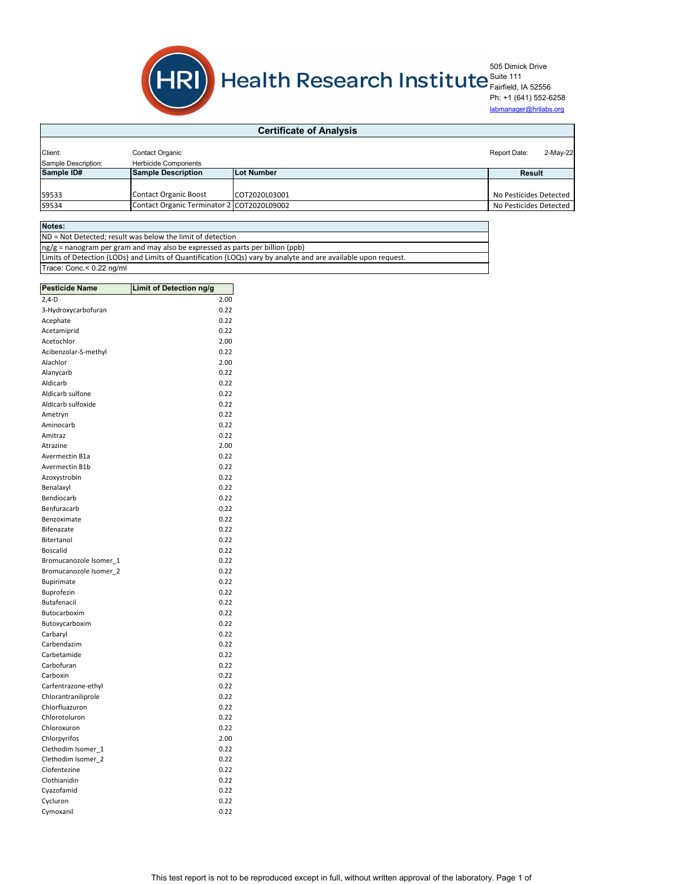# Health Research Institute

505 Dimick Drive
Suite 111
Fairfield, IA 52556
Ph: +1 (641) 552-6258
labmanager@hrilabs.org

## Certificate of Analysis

Client: Contact Organic

Sample Description: Herbicide Components

Report Date: 2-May-22

| Sample ID# | Sample Description | Lot Number | Result |
|---|---|---|---|
| S9533 | Contact Organic Boost | COT2020L03001 | No Pesticides Detected |
| S9534 | Contact Organic Terminator 2 | COT2020L09002 | No Pesticides Detected |

| Notes: |
|---|
| ND = Not Detected; result was below the limit of detection |
| ng/g = nanogram per gram and may also be expressed as parts per billion (ppb) |
| Limits of Detection (LODs) and Limits of Quantification (LOQs) vary by analyte and are available upon request. |
| Trace: Conc.< 0.22 ng/ml |

| Pesticide Name | Limit of Detection ng/g |
|---|---|
| 2,4-D | 2.00 |
| 3-Hydroxycarbofuran | 0.22 |
| Acephate | 0.22 |
| Acetamiprid | 0.22 |
| Acetochlor | 2.00 |
| Acibenzolar-S-methyl | 0.22 |
| Alachlor | 2.00 |
| Alanycarb | 0.22 |
| Aldicarb | 0.22 |
| Aldicarb sulfone | 0.22 |
| Aldicarb sulfoxide | 0.22 |
| Ametryn | 0.22 |
| Aminocarb | 0.22 |
| Amitraz | 0.22 |
| Atrazine | 2.00 |
| Avermectin B1a | 0.22 |
| Avermectin B1b | 0.22 |
| Azoxystrobin | 0.22 |
| Benalaxyl | 0.22 |
| Bendiocarb | 0.22 |
| Benfuracarb | 0.22 |
| Benzoximate | 0.22 |
| Bifenazate | 0.22 |
| Bitertanol | 0.22 |
| Boscalid | 0.22 |
| Bromucanozole Isomer_1 | 0.22 |
| Bromucanozole Isomer_2 | 0.22 |
| Bupirimate | 0.22 |
| Buprofezin | 0.22 |
| Butafenacil | 0.22 |
| Butocarboxim | 0.22 |
| Butoxycarboxim | 0.22 |
| Carbaryl | 0.22 |
| Carbendazim | 0.22 |
| Carbetamide | 0.22 |
| Carbofuran | 0.22 |
| Carboxin | 0.22 |
| Carfentrazone-ethyl | 0.22 |
| Chlorantraniliprole | 0.22 |
| Chlorfluazuron | 0.22 |
| Chlorotoluron | 0.22 |
| Chloroxuron | 0.22 |
| Chlorpyrifos | 2.00 |
| Clethodim Isomer_1 | 0.22 |
| Clethodim Isomer_2 | 0.22 |
| Clofentezine | 0.22 |
| Clothianidin | 0.22 |
| Cyazofamid | 0.22 |
| Cycluron | 0.22 |
| Cymoxanil | 0.22 |

This test report is not to be reproduced except in full, without written approval of the laboratory.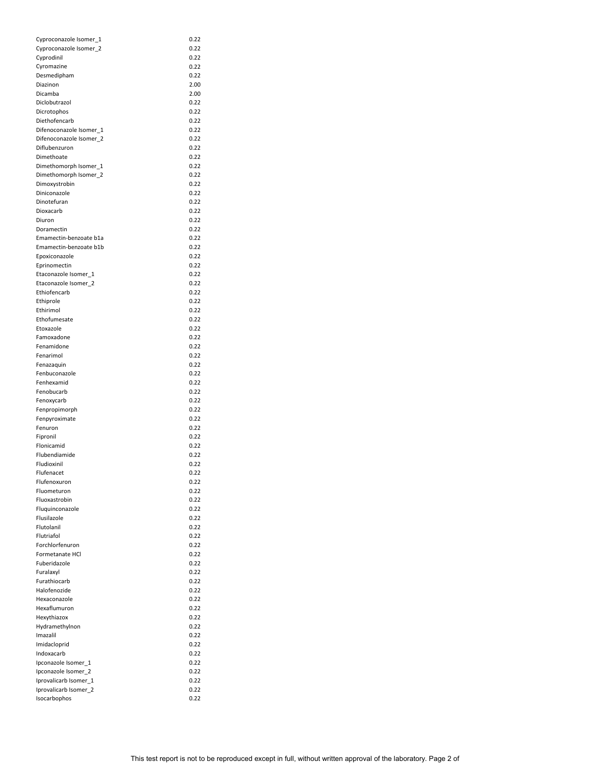| | |
|---|---|
| Cyproconazole Isomer_1 | 0.22 |
| Cyproconazole Isomer_2 | 0.22 |
| Cyprodinil | 0.22 |
| Cyromazine | 0.22 |
| Desmedipham | 0.22 |
| Diazinon | 2.00 |
| Dicamba | 2.00 |
| Diclobutrazol | 0.22 |
| Dicrotophos | 0.22 |
| Diethofencarb | 0.22 |
| Difenoconazole Isomer_1 | 0.22 |
| Difenoconazole Isomer_2 | 0.22 |
| Diflubenzuron | 0.22 |
| Dimethoate | 0.22 |
| Dimethomorph Isomer_1 | 0.22 |
| Dimethomorph Isomer_2 | 0.22 |
| Dimoxystrobin | 0.22 |
| Diniconazole | 0.22 |
| Dinotefuran | 0.22 |
| Dioxacarb | 0.22 |
| Diuron | 0.22 |
| Doramectin | 0.22 |
| Emamectin-benzoate b1a | 0.22 |
| Emamectin-benzoate b1b | 0.22 |
| Epoxiconazole | 0.22 |
| Eprinomectin | 0.22 |
| Etaconazole Isomer_1 | 0.22 |
| Etaconazole Isomer_2 | 0.22 |
| Ethiofencarb | 0.22 |
| Ethiprole | 0.22 |
| Ethirimol | 0.22 |
| Ethofumesate | 0.22 |
| Etoxazole | 0.22 |
| Famoxadone | 0.22 |
| Fenamidone | 0.22 |
| Fenarimol | 0.22 |
| Fenazaquin | 0.22 |
| Fenbuconazole | 0.22 |
| Fenhexamid | 0.22 |
| Fenobucarb | 0.22 |
| Fenoxycarb | 0.22 |
| Fenpropimorph | 0.22 |
| Fenpyroximate | 0.22 |
| Fenuron | 0.22 |
| Fipronil | 0.22 |
| Flonicamid | 0.22 |
| Flubendiamide | 0.22 |
| Fludioxinil | 0.22 |
| Flufenacet | 0.22 |
| Flufenoxuron | 0.22 |
| Fluometuron | 0.22 |
| Fluoxastrobin | 0.22 |
| Fluquinconazole | 0.22 |
| Flusilazole | 0.22 |
| Flutolanil | 0.22 |
| Flutriafol | 0.22 |
| Forchlorfenuron | 0.22 |
| Formetanate HCl | 0.22 |
| Fuberidazole | 0.22 |
| Furalaxyl | 0.22 |
| Furathiocarb | 0.22 |
| Halofenozide | 0.22 |
| Hexaconazole | 0.22 |
| Hexaflumuron | 0.22 |
| Hexythiazox | 0.22 |
| Hydramethylnon | 0.22 |
| Imazalil | 0.22 |
| Imidacloprid | 0.22 |
| Indoxacarb | 0.22 |
| Ipconazole Isomer_1 | 0.22 |
| Ipconazole Isomer_2 | 0.22 |
| Iprovalicarb Isomer_1 | 0.22 |
| Iprovalicarb Isomer_2 | 0.22 |
| Isocarbophos | 0.22 |

This test report is not to be reproduced except in full, without written approval of the laboratory.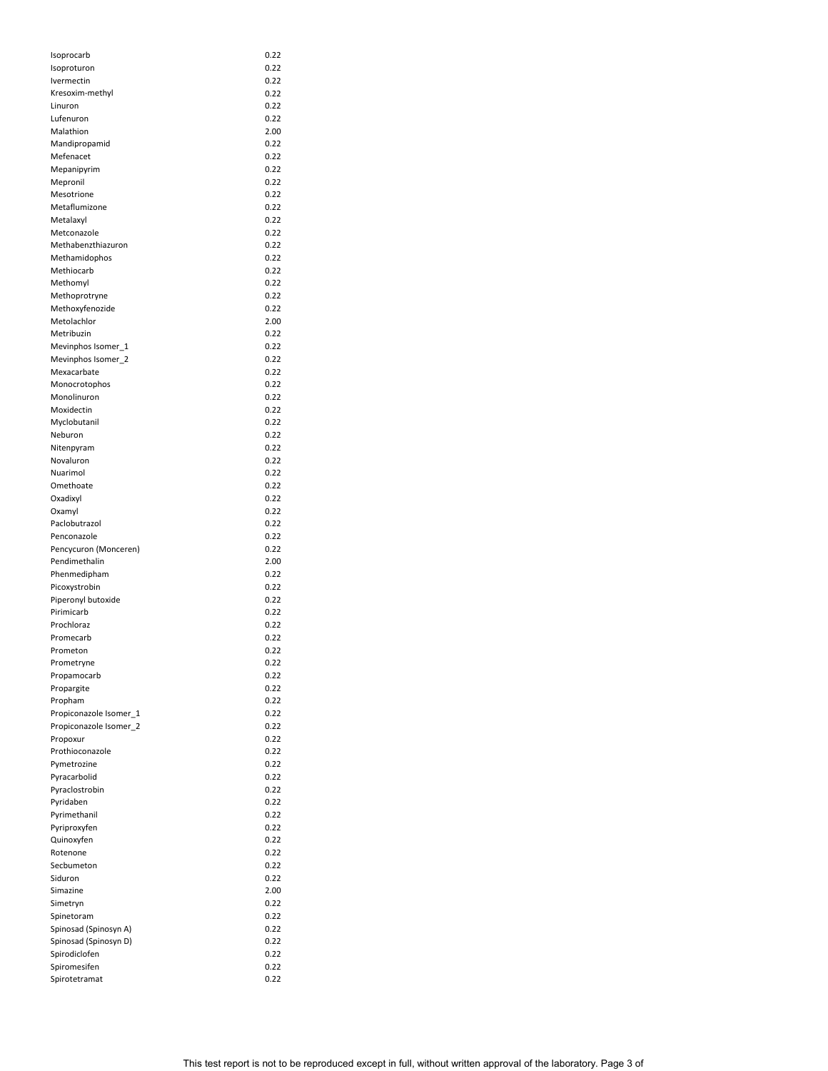| | |
|---|---|
| Isoprocarb | 0.22 |
| Isoproturon | 0.22 |
| Ivermectin | 0.22 |
| Kresoxim-methyl | 0.22 |
| Linuron | 0.22 |
| Lufenuron | 0.22 |
| Malathion | 2.00 |
| Mandipropamid | 0.22 |
| Mefenacet | 0.22 |
| Mepanipyrim | 0.22 |
| Mepronil | 0.22 |
| Mesotrione | 0.22 |
| Metaflumizone | 0.22 |
| Metalaxyl | 0.22 |
| Metconazole | 0.22 |
| Methabenzthiazuron | 0.22 |
| Methamidophos | 0.22 |
| Methiocarb | 0.22 |
| Methomyl | 0.22 |
| Methoprotryne | 0.22 |
| Methoxyfenozide | 0.22 |
| Metolachlor | 2.00 |
| Metribuzin | 0.22 |
| Mevinphos Isomer_1 | 0.22 |
| Mevinphos Isomer_2 | 0.22 |
| Mexacarbate | 0.22 |
| Monocrotophos | 0.22 |
| Monolinuron | 0.22 |
| Moxidectin | 0.22 |
| Myclobutanil | 0.22 |
| Neburon | 0.22 |
| Nitenpyram | 0.22 |
| Novaluron | 0.22 |
| Nuarimol | 0.22 |
| Omethoate | 0.22 |
| Oxadixyl | 0.22 |
| Oxamyl | 0.22 |
| Paclobutrazol | 0.22 |
| Penconazole | 0.22 |
| Pencycuron (Monceren) | 0.22 |
| Pendimethalin | 2.00 |
| Phenmedipham | 0.22 |
| Picoxystrobin | 0.22 |
| Piperonyl butoxide | 0.22 |
| Pirimicarb | 0.22 |
| Prochloraz | 0.22 |
| Promecarb | 0.22 |
| Prometon | 0.22 |
| Prometryne | 0.22 |
| Propamocarb | 0.22 |
| Propargite | 0.22 |
| Propham | 0.22 |
| Propiconazole Isomer_1 | 0.22 |
| Propiconazole Isomer_2 | 0.22 |
| Propoxur | 0.22 |
| Prothioconazole | 0.22 |
| Pymetrozine | 0.22 |
| Pyracarbolid | 0.22 |
| Pyraclostrobin | 0.22 |
| Pyridaben | 0.22 |
| Pyrimethanil | 0.22 |
| Pyriproxyfen | 0.22 |
| Quinoxyfen | 0.22 |
| Rotenone | 0.22 |
| Secbumeton | 0.22 |
| Siduron | 0.22 |
| Simazine | 2.00 |
| Simetryn | 0.22 |
| Spinetoram | 0.22 |
| Spinosad (Spinosyn A) | 0.22 |
| Spinosad (Spinosyn D) | 0.22 |
| Spirodiclofen | 0.22 |
| Spiromesifen | 0.22 |
| Spirotetramat | 0.22 |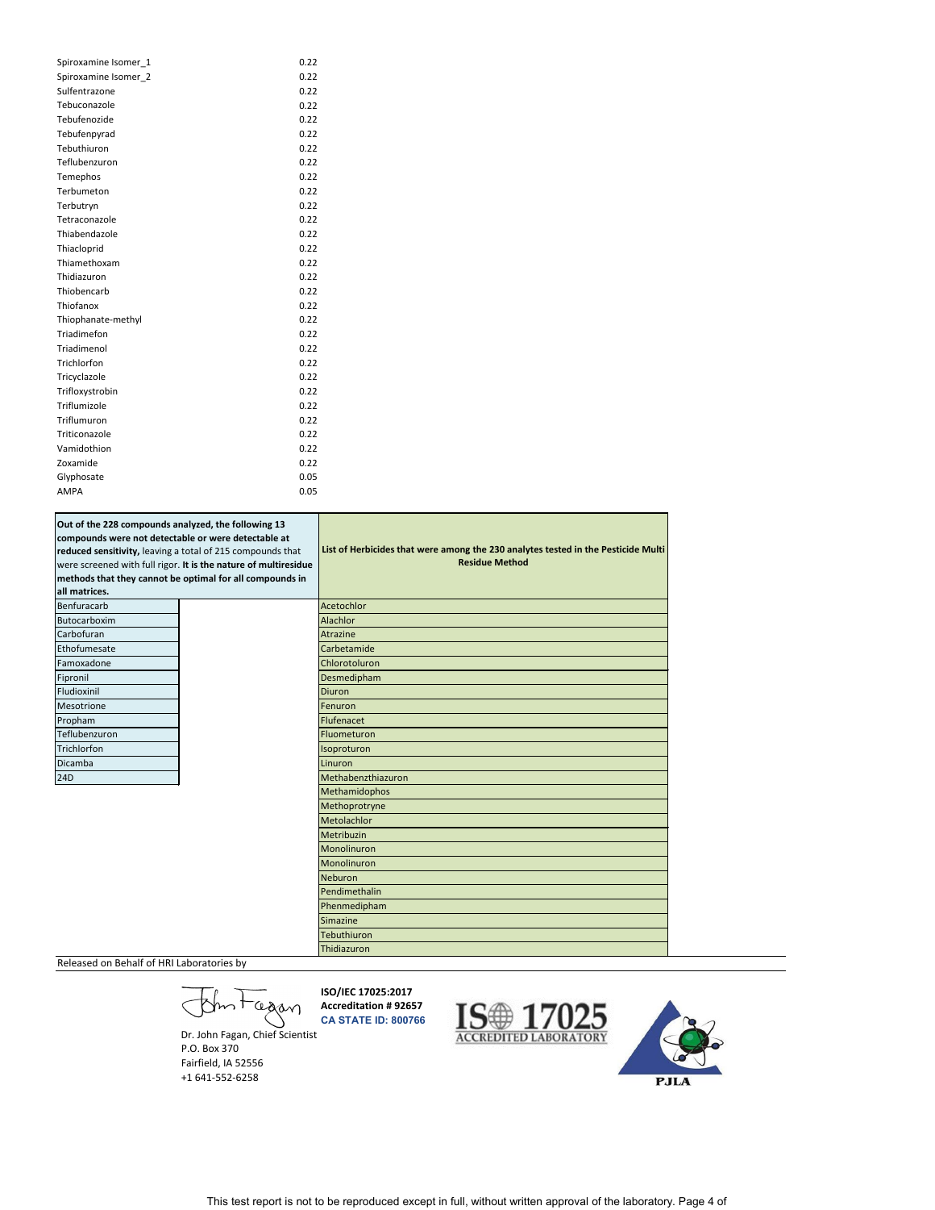| | |
|---|---|
| Spiroxamine Isomer_1 | 0.22 |
| Spiroxamine Isomer_2 | 0.22 |
| Sulfentrazone | 0.22 |
| Tebuconazole | 0.22 |
| Tebufenozide | 0.22 |
| Tebufenpyrad | 0.22 |
| Tebuthiuron | 0.22 |
| Teflubenzuron | 0.22 |
| Temephos | 0.22 |
| Terbumeton | 0.22 |
| Terbutryn | 0.22 |
| Tetraconazole | 0.22 |
| Thiabendazole | 0.22 |
| Thiacloprid | 0.22 |
| Thiamethoxam | 0.22 |
| Thidiazuron | 0.22 |
| Thiobencarb | 0.22 |
| Thiofanox | 0.22 |
| Thiophanate-methyl | 0.22 |
| Triadimefon | 0.22 |
| Triadimenol | 0.22 |
| Trichlorfon | 0.22 |
| Tricyclazole | 0.22 |
| Trifloxystrobin | 0.22 |
| Triflumizole | 0.22 |
| Triflumuron | 0.22 |
| Triticonazole | 0.22 |
| Vamidothion | 0.22 |
| Zoxamide | 0.22 |
| Glyphosate | 0.05 |
| AMPA | 0.05 |

| **Out of the 228 compounds analyzed, the following 13 compounds were not detectable or were detectable at reduced sensitivity,** leaving a total of 215 compounds that were screened with full rigor. **It is the nature of multiresidue methods that they cannot be optimal for all compounds in all matrices.** | **List of Herbicides that were among the 230 analytes tested in the Pesticide Multi Residue Method** |
|---|---|
| Benfuracarb | Acetochlor |
| Butocarboxim | Alachlor |
| Carbofuran | Atrazine |
| Ethofumesate | Carbetamide |
| Famoxadone | Chlorotoluron |
| Fipronil | Desmedipham |
| Fludioxinil | Diuron |
| Mesotrione | Fenuron |
| Propham | Flufenacet |
| Teflubenzuron | Fluometuron |
| Trichlorfon | Isoproturon |
| Dicamba | Linuron |
| 24D | Methabenzthiazuron |
| | Methamidophos |
| | Methoprotryne |
| | Metolachlor |
| | Metribuzin |
| | Monolinuron |
| | Monolinuron |
| | Neburon |
| | Pendimethalin |
| | Phenmedipham |
| | Simazine |
| | Tebuthiuron |
| | Thidiazuron |

Released on Behalf of HRI Laboratories by

Dr. John Fagan, Chief Scientist
P.O. Box 370
Fairfield, IA 52556
+1 641-552-6258

**ISO/IEC 17025:2017**
**Accreditation # 92657**
**CA STATE ID: 800766**

ISO 17025 ACCREDITED LABORATORY

PJLA

This test report is not to be reproduced except in full, without written approval of the laboratory.